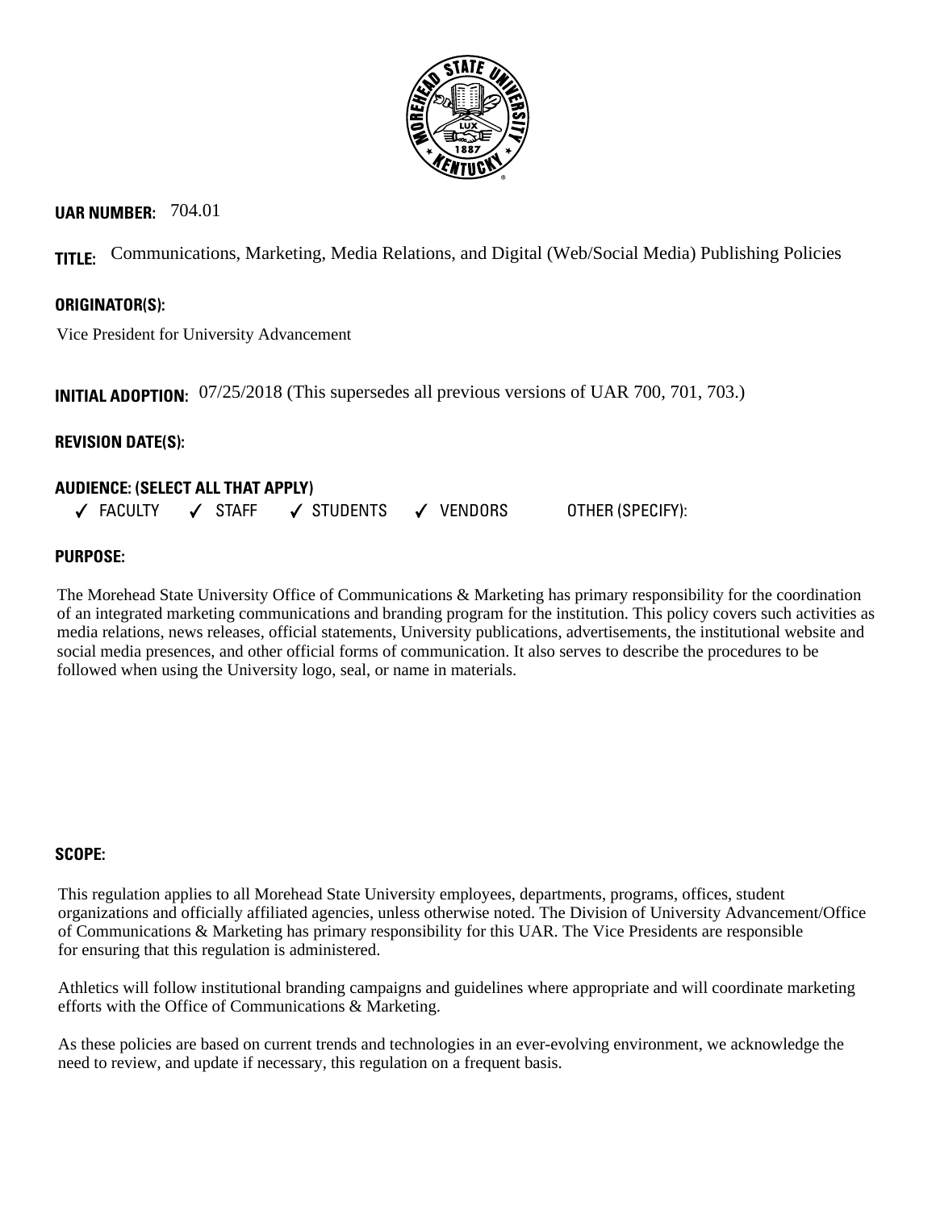**UAR NUMBER:** 704.01

**TITLE:** Communications, Marketing, Media Relations, and Digital (Web/Social Media) Publishing Policies

**ORIGINATOR(S):**

Vice President for University Advancement

**INITIAL ADOPTION:** 07/25/2018 (This supersedes all previous versions of UAR 700, 701, 703.)

**REVISION DATE(S):**

**AUDIENCE: (SELECT ALL THAT APPLY)**

✓ FACULTY ✓ STAFF ✓ STUDENTS ✓ VENDORS OTHER (SPECIFY):

**PURPOSE:**

The Morehead State University Office of Communications & Marketing has primary responsibility for the coordination of an integrated marketing communications and branding program for the institution. This policy covers such activities as media relations, news releases, official statements, University publications, advertisements, the institutional website and social media presences, and other official forms of communication. It also serves to describe the procedures to be followed when using the University logo, seal, or name in materials.

**SCOPE:**

This regulation applies to all Morehead State University employees, departments, programs, offices, student organizations and officially affiliated agencies, unless otherwise noted. The Division of University Advancement/Office of Communications & Marketing has primary responsibility for this UAR. The Vice Presidents are responsible for ensuring that this regulation is administered.

Athletics will follow institutional branding campaigns and guidelines where appropriate and will coordinate marketing efforts with the Office of Communications & Marketing.

As these policies are based on current trends and technologies in an ever-evolving environment, we acknowledge the need to review, and update if necessary, this regulation on a frequent basis.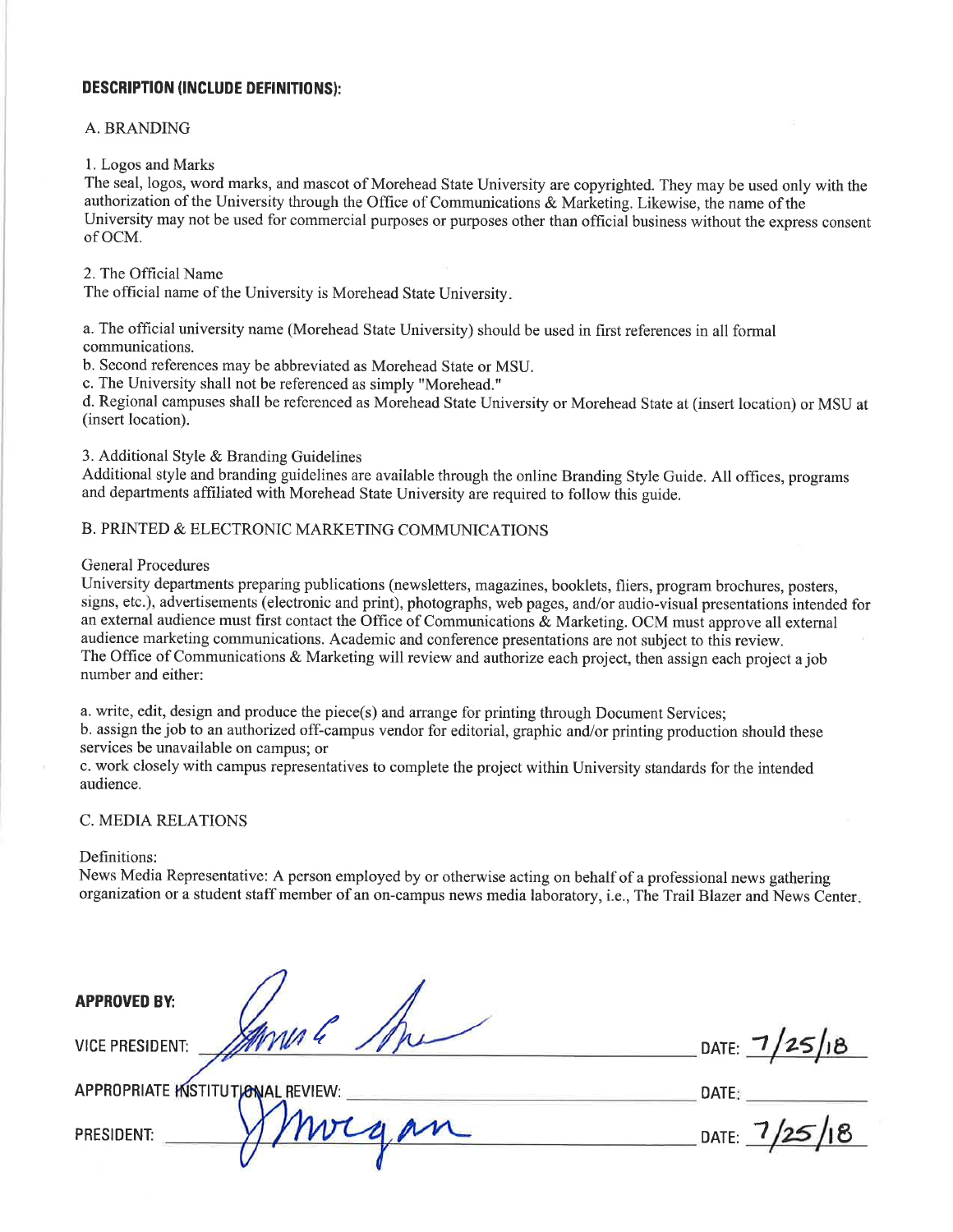**DESCRIPTION (INCLUDE DEFINITIONS):**

A. BRANDING

1. Logos and Marks

The seal, logos, word marks, and mascot of Morehead State University are copyrighted. They may be used only with the authorization of the University through the Office of Communications & Marketing. Likewise, the name of the University may not be used for commercial purposes or purposes other than official business without the express consent of OCM.

2. The Official Name

The official name of the University is Morehead State University.

a. The official university name (Morehead State University) should be used in first references in all formal communications.
b. Second references may be abbreviated as Morehead State or MSU.
c. The University shall not be referenced as simply "Morehead."
d. Regional campuses shall be referenced as Morehead State University or Morehead State at (insert location) or MSU at (insert location).

3. Additional Style & Branding Guidelines

Additional style and branding guidelines are available through the online Branding Style Guide. All offices, programs and departments affiliated with Morehead State University are required to follow this guide.

B. PRINTED & ELECTRONIC MARKETING COMMUNICATIONS

General Procedures

University departments preparing publications (newsletters, magazines, booklets, fliers, program brochures, posters, signs, etc.), advertisements (electronic and print), photographs, web pages, and/or audio-visual presentations intended for an external audience must first contact the Office of Communications & Marketing. OCM must approve all external audience marketing communications. Academic and conference presentations are not subject to this review.
The Office of Communications & Marketing will review and authorize each project, then assign each project a job number and either:

a. write, edit, design and produce the piece(s) and arrange for printing through Document Services;
b. assign the job to an authorized off-campus vendor for editorial, graphic and/or printing production should these services be unavailable on campus; or
c. work closely with campus representatives to complete the project within University standards for the intended audience.

C. MEDIA RELATIONS

Definitions:

News Media Representative: A person employed by or otherwise acting on behalf of a professional news gathering organization or a student staff member of an on-campus news media laboratory, i.e., The Trail Blazer and News Center.

**APPROVED BY:**

VICE PRESIDENT: [signature] DATE: 7/25/18

APPROPRIATE INSTITUTIONAL REVIEW: ____________ DATE: ____________

PRESIDENT: [signature: Morgan] DATE: 7/25/18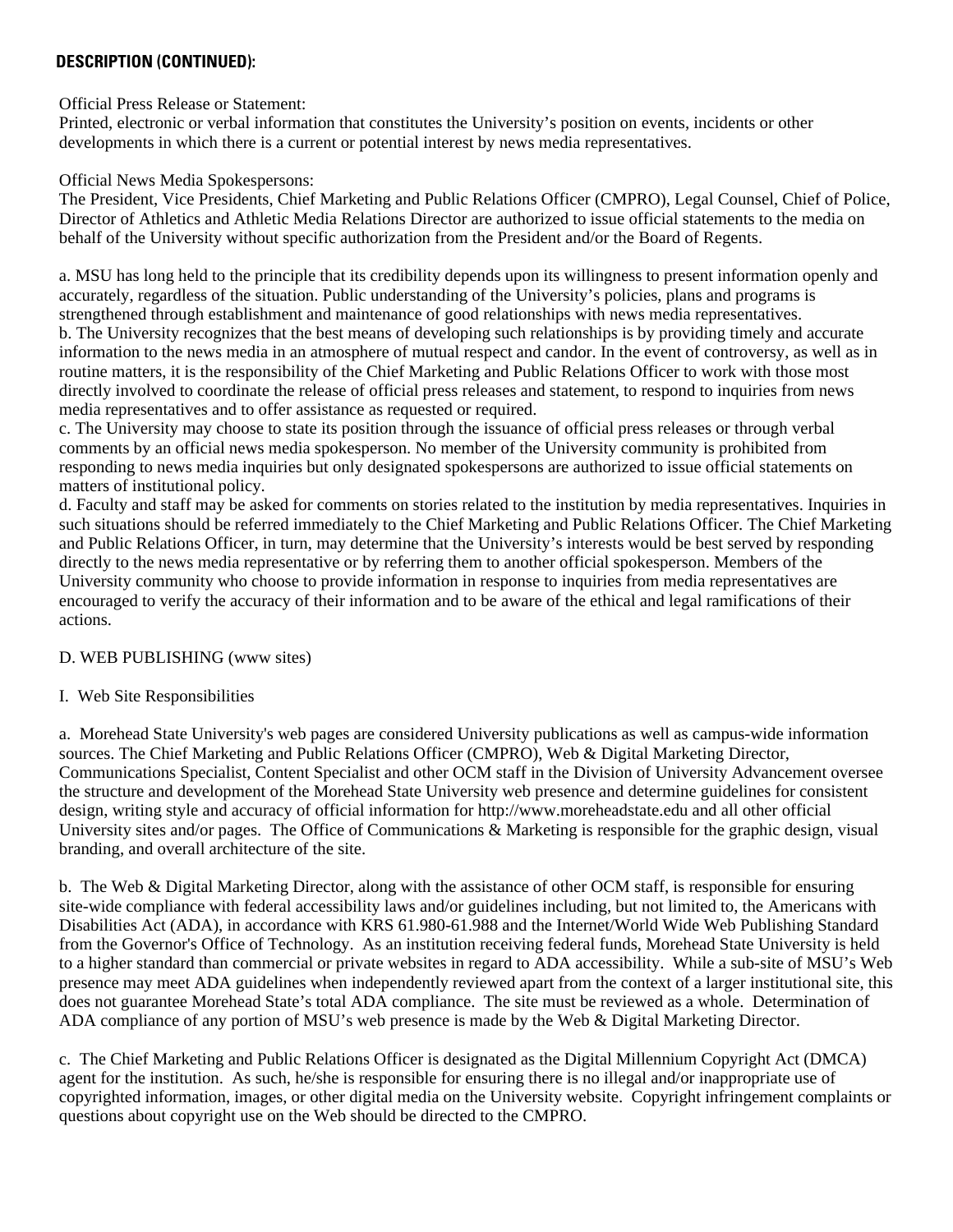**DESCRIPTION (CONTINUED):**

Official Press Release or Statement:
Printed, electronic or verbal information that constitutes the University's position on events, incidents or other developments in which there is a current or potential interest by news media representatives.

Official News Media Spokespersons:
The President, Vice Presidents, Chief Marketing and Public Relations Officer (CMPRO), Legal Counsel, Chief of Police, Director of Athletics and Athletic Media Relations Director are authorized to issue official statements to the media on behalf of the University without specific authorization from the President and/or the Board of Regents.

a. MSU has long held to the principle that its credibility depends upon its willingness to present information openly and accurately, regardless of the situation. Public understanding of the University's policies, plans and programs is strengthened through establishment and maintenance of good relationships with news media representatives.
b. The University recognizes that the best means of developing such relationships is by providing timely and accurate information to the news media in an atmosphere of mutual respect and candor. In the event of controversy, as well as in routine matters, it is the responsibility of the Chief Marketing and Public Relations Officer to work with those most directly involved to coordinate the release of official press releases and statement, to respond to inquiries from news media representatives and to offer assistance as requested or required.
c. The University may choose to state its position through the issuance of official press releases or through verbal comments by an official news media spokesperson. No member of the University community is prohibited from responding to news media inquiries but only designated spokespersons are authorized to issue official statements on matters of institutional policy.
d. Faculty and staff may be asked for comments on stories related to the institution by media representatives. Inquiries in such situations should be referred immediately to the Chief Marketing and Public Relations Officer. The Chief Marketing and Public Relations Officer, in turn, may determine that the University's interests would be best served by responding directly to the news media representative or by referring them to another official spokesperson. Members of the University community who choose to provide information in response to inquiries from media representatives are encouraged to verify the accuracy of their information and to be aware of the ethical and legal ramifications of their actions.

D. WEB PUBLISHING (www sites)

I. Web Site Responsibilities

a. Morehead State University's web pages are considered University publications as well as campus-wide information sources. The Chief Marketing and Public Relations Officer (CMPRO), Web & Digital Marketing Director, Communications Specialist, Content Specialist and other OCM staff in the Division of University Advancement oversee the structure and development of the Morehead State University web presence and determine guidelines for consistent design, writing style and accuracy of official information for http://www.moreheadstate.edu and all other official University sites and/or pages. The Office of Communications & Marketing is responsible for the graphic design, visual branding, and overall architecture of the site.

b. The Web & Digital Marketing Director, along with the assistance of other OCM staff, is responsible for ensuring site-wide compliance with federal accessibility laws and/or guidelines including, but not limited to, the Americans with Disabilities Act (ADA), in accordance with KRS 61.980-61.988 and the Internet/World Wide Web Publishing Standard from the Governor's Office of Technology. As an institution receiving federal funds, Morehead State University is held to a higher standard than commercial or private websites in regard to ADA accessibility. While a sub-site of MSU's Web presence may meet ADA guidelines when independently reviewed apart from the context of a larger institutional site, this does not guarantee Morehead State's total ADA compliance. The site must be reviewed as a whole. Determination of ADA compliance of any portion of MSU's web presence is made by the Web & Digital Marketing Director.

c. The Chief Marketing and Public Relations Officer is designated as the Digital Millennium Copyright Act (DMCA) agent for the institution. As such, he/she is responsible for ensuring there is no illegal and/or inappropriate use of copyrighted information, images, or other digital media on the University website. Copyright infringement complaints or questions about copyright use on the Web should be directed to the CMPRO.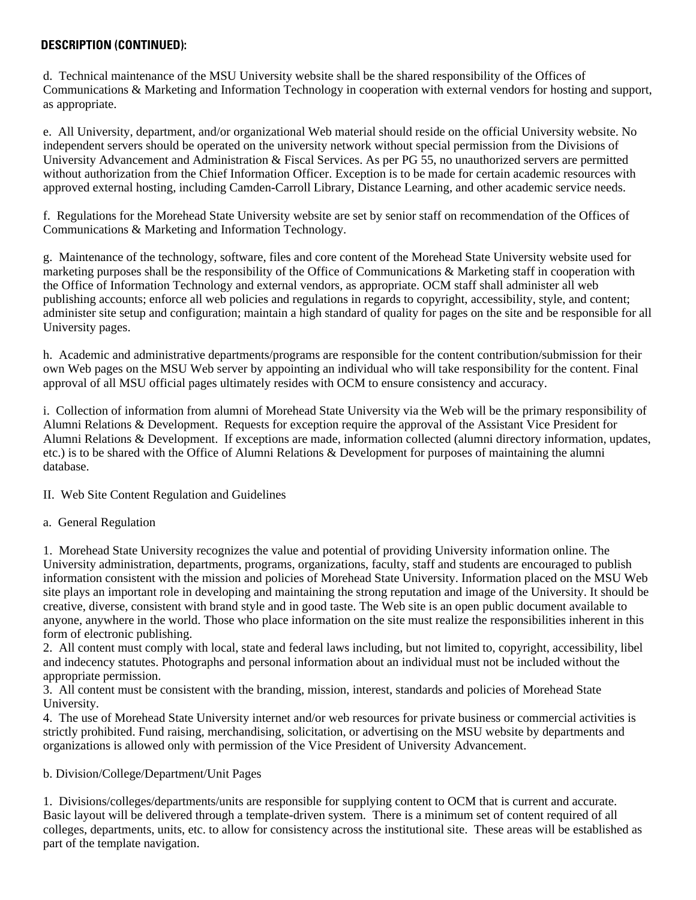**DESCRIPTION (CONTINUED):**

d. Technical maintenance of the MSU University website shall be the shared responsibility of the Offices of Communications & Marketing and Information Technology in cooperation with external vendors for hosting and support, as appropriate.

e. All University, department, and/or organizational Web material should reside on the official University website. No independent servers should be operated on the university network without special permission from the Divisions of University Advancement and Administration & Fiscal Services. As per PG 55, no unauthorized servers are permitted without authorization from the Chief Information Officer. Exception is to be made for certain academic resources with approved external hosting, including Camden-Carroll Library, Distance Learning, and other academic service needs.

f. Regulations for the Morehead State University website are set by senior staff on recommendation of the Offices of Communications & Marketing and Information Technology.

g. Maintenance of the technology, software, files and core content of the Morehead State University website used for marketing purposes shall be the responsibility of the Office of Communications & Marketing staff in cooperation with the Office of Information Technology and external vendors, as appropriate. OCM staff shall administer all web publishing accounts; enforce all web policies and regulations in regards to copyright, accessibility, style, and content; administer site setup and configuration; maintain a high standard of quality for pages on the site and be responsible for all University pages.

h. Academic and administrative departments/programs are responsible for the content contribution/submission for their own Web pages on the MSU Web server by appointing an individual who will take responsibility for the content. Final approval of all MSU official pages ultimately resides with OCM to ensure consistency and accuracy.

i. Collection of information from alumni of Morehead State University via the Web will be the primary responsibility of Alumni Relations & Development. Requests for exception require the approval of the Assistant Vice President for Alumni Relations & Development. If exceptions are made, information collected (alumni directory information, updates, etc.) is to be shared with the Office of Alumni Relations & Development for purposes of maintaining the alumni database.

II. Web Site Content Regulation and Guidelines

a. General Regulation

1. Morehead State University recognizes the value and potential of providing University information online. The University administration, departments, programs, organizations, faculty, staff and students are encouraged to publish information consistent with the mission and policies of Morehead State University. Information placed on the MSU Web site plays an important role in developing and maintaining the strong reputation and image of the University. It should be creative, diverse, consistent with brand style and in good taste. The Web site is an open public document available to anyone, anywhere in the world. Those who place information on the site must realize the responsibilities inherent in this form of electronic publishing.
2. All content must comply with local, state and federal laws including, but not limited to, copyright, accessibility, libel and indecency statutes. Photographs and personal information about an individual must not be included without the appropriate permission.
3. All content must be consistent with the branding, mission, interest, standards and policies of Morehead State University.
4. The use of Morehead State University internet and/or web resources for private business or commercial activities is strictly prohibited. Fund raising, merchandising, solicitation, or advertising on the MSU website by departments and organizations is allowed only with permission of the Vice President of University Advancement.

b. Division/College/Department/Unit Pages

1. Divisions/colleges/departments/units are responsible for supplying content to OCM that is current and accurate. Basic layout will be delivered through a template-driven system. There is a minimum set of content required of all colleges, departments, units, etc. to allow for consistency across the institutional site. These areas will be established as part of the template navigation.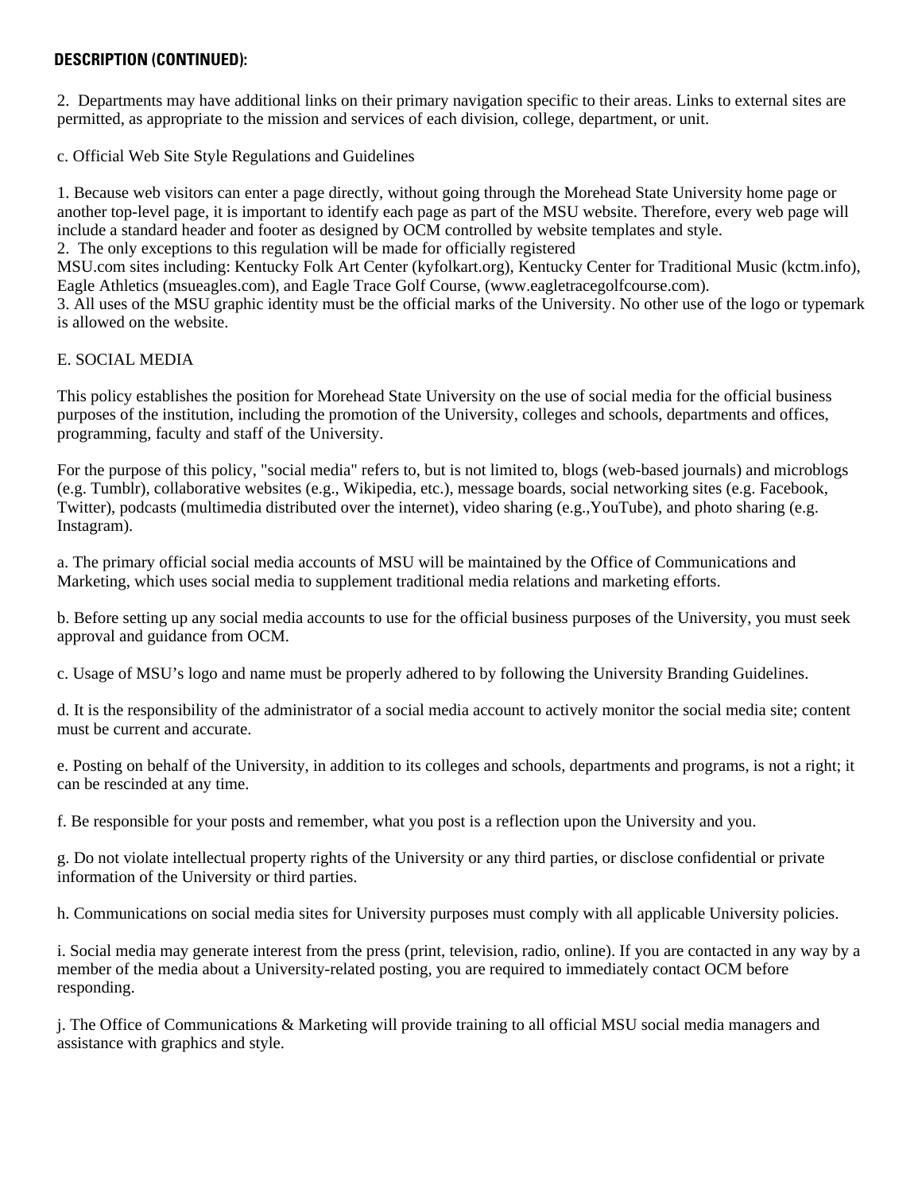**DESCRIPTION (CONTINUED):**

2. Departments may have additional links on their primary navigation specific to their areas. Links to external sites are permitted, as appropriate to the mission and services of each division, college, department, or unit.

c. Official Web Site Style Regulations and Guidelines

1. Because web visitors can enter a page directly, without going through the Morehead State University home page or another top-level page, it is important to identify each page as part of the MSU website. Therefore, every web page will include a standard header and footer as designed by OCM controlled by website templates and style.
2. The only exceptions to this regulation will be made for officially registered MSU.com sites including: Kentucky Folk Art Center (kyfolkart.org), Kentucky Center for Traditional Music (kctm.info), Eagle Athletics (msueagles.com), and Eagle Trace Golf Course, (www.eagletracegolfcourse.com).
3. All uses of the MSU graphic identity must be the official marks of the University. No other use of the logo or typemark is allowed on the website.

E. SOCIAL MEDIA

This policy establishes the position for Morehead State University on the use of social media for the official business purposes of the institution, including the promotion of the University, colleges and schools, departments and offices, programming, faculty and staff of the University.

For the purpose of this policy, "social media" refers to, but is not limited to, blogs (web-based journals) and microblogs (e.g. Tumblr), collaborative websites (e.g., Wikipedia, etc.), message boards, social networking sites (e.g. Facebook, Twitter), podcasts (multimedia distributed over the internet), video sharing (e.g.,YouTube), and photo sharing (e.g. Instagram).

a. The primary official social media accounts of MSU will be maintained by the Office of Communications and Marketing, which uses social media to supplement traditional media relations and marketing efforts.

b. Before setting up any social media accounts to use for the official business purposes of the University, you must seek approval and guidance from OCM.

c. Usage of MSU's logo and name must be properly adhered to by following the University Branding Guidelines.

d. It is the responsibility of the administrator of a social media account to actively monitor the social media site; content must be current and accurate.

e. Posting on behalf of the University, in addition to its colleges and schools, departments and programs, is not a right; it can be rescinded at any time.

f. Be responsible for your posts and remember, what you post is a reflection upon the University and you.

g. Do not violate intellectual property rights of the University or any third parties, or disclose confidential or private information of the University or third parties.

h. Communications on social media sites for University purposes must comply with all applicable University policies.

i. Social media may generate interest from the press (print, television, radio, online). If you are contacted in any way by a member of the media about a University-related posting, you are required to immediately contact OCM before responding.

j. The Office of Communications & Marketing will provide training to all official MSU social media managers and assistance with graphics and style.